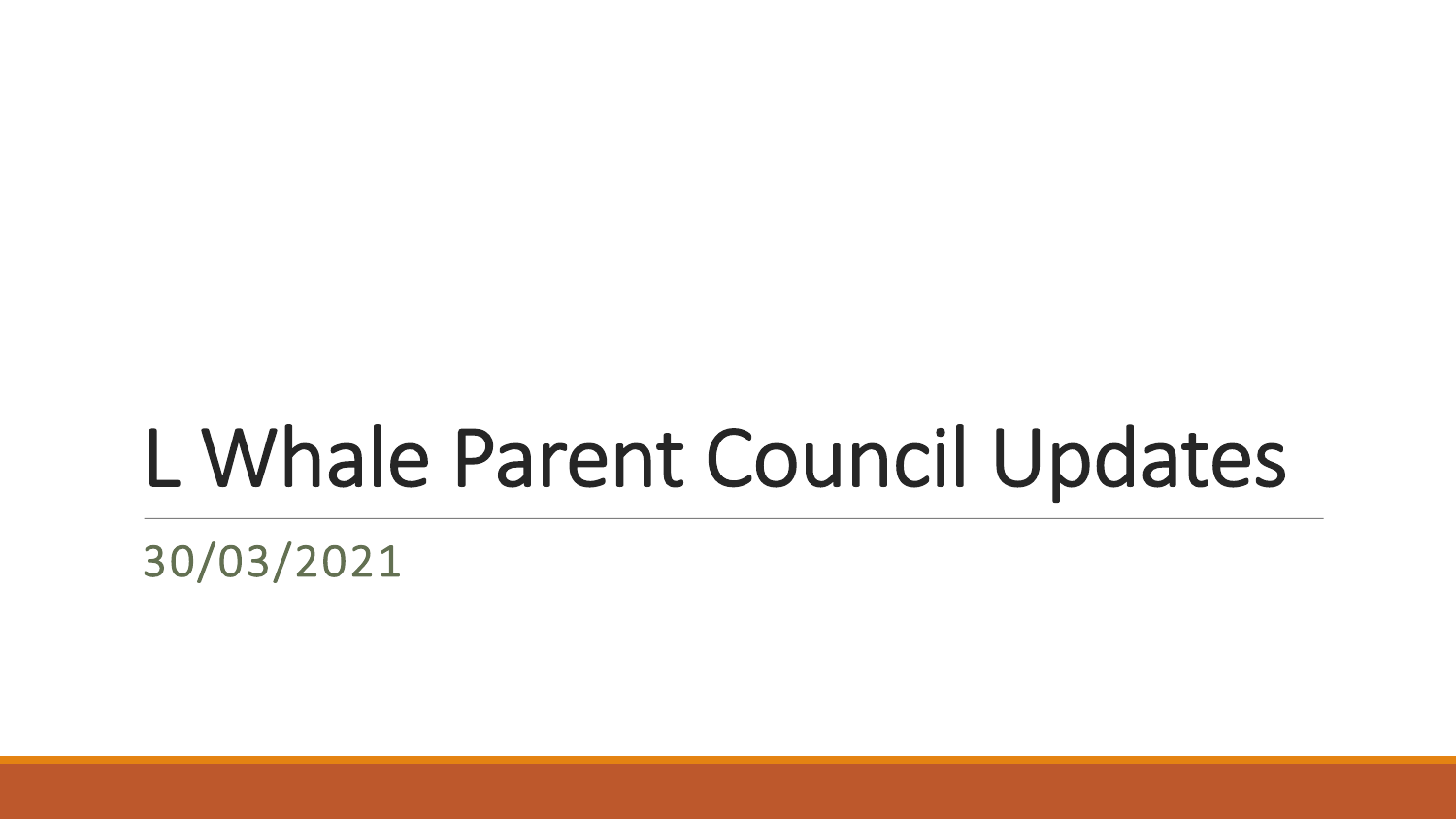# L Whale Parent Council Updates

30/03/2021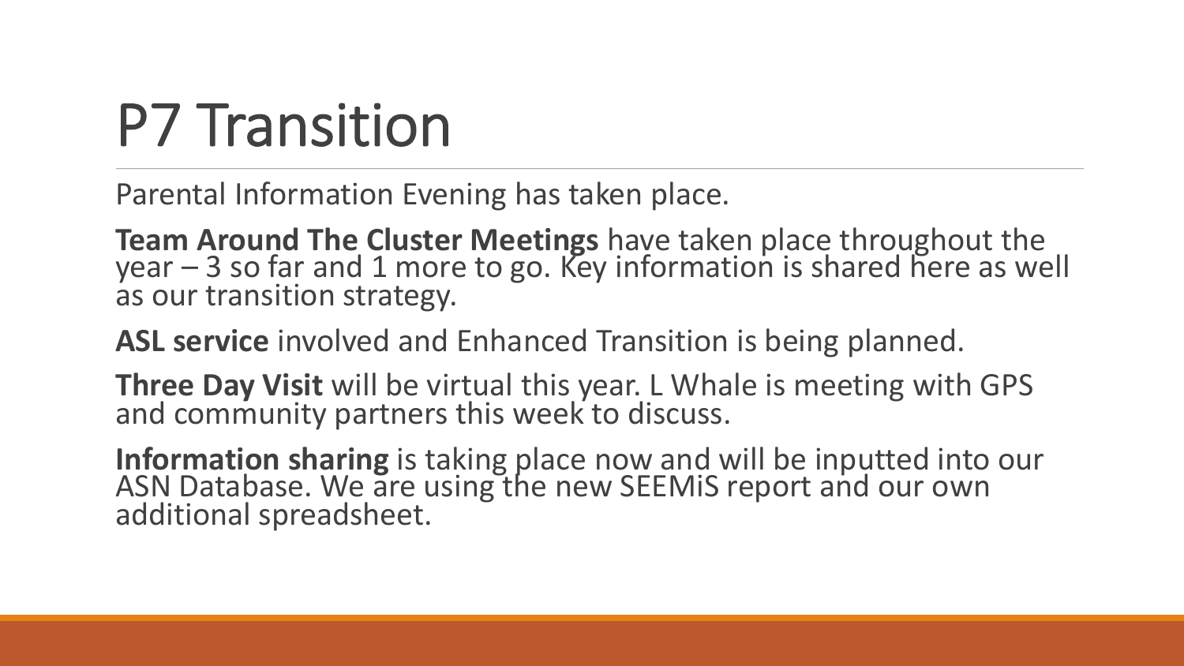# P7 Transition

Parental Information Evening has taken place.

**Team Around The Cluster Meetings** have taken place throughout the year – 3 so far and 1 more to go. Key information is shared here as well as our transition strategy.

**ASL service** involved and Enhanced Transition is being planned.

**Three Day Visit** will be virtual this year. L Whale is meeting with GPS and community partners this week to discuss.

**Information sharing** is taking place now and will be inputted into our ASN Database. We are using the new SEEMiS report and our own additional spreadsheet.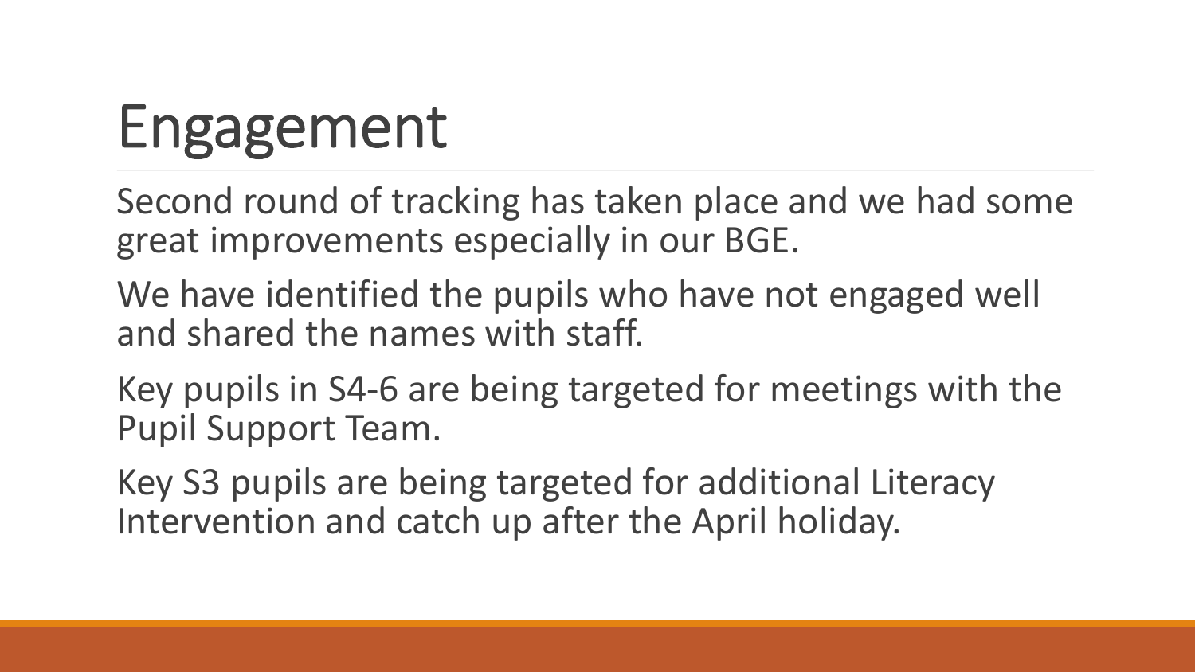# Engagement

Second round of tracking has taken place and we had some great improvements especially in our BGE.

We have identified the pupils who have not engaged well and shared the names with staff.

Key pupils in S4-6 are being targeted for meetings with the Pupil Support Team.

Key S3 pupils are being targeted for additional Literacy Intervention and catch up after the April holiday.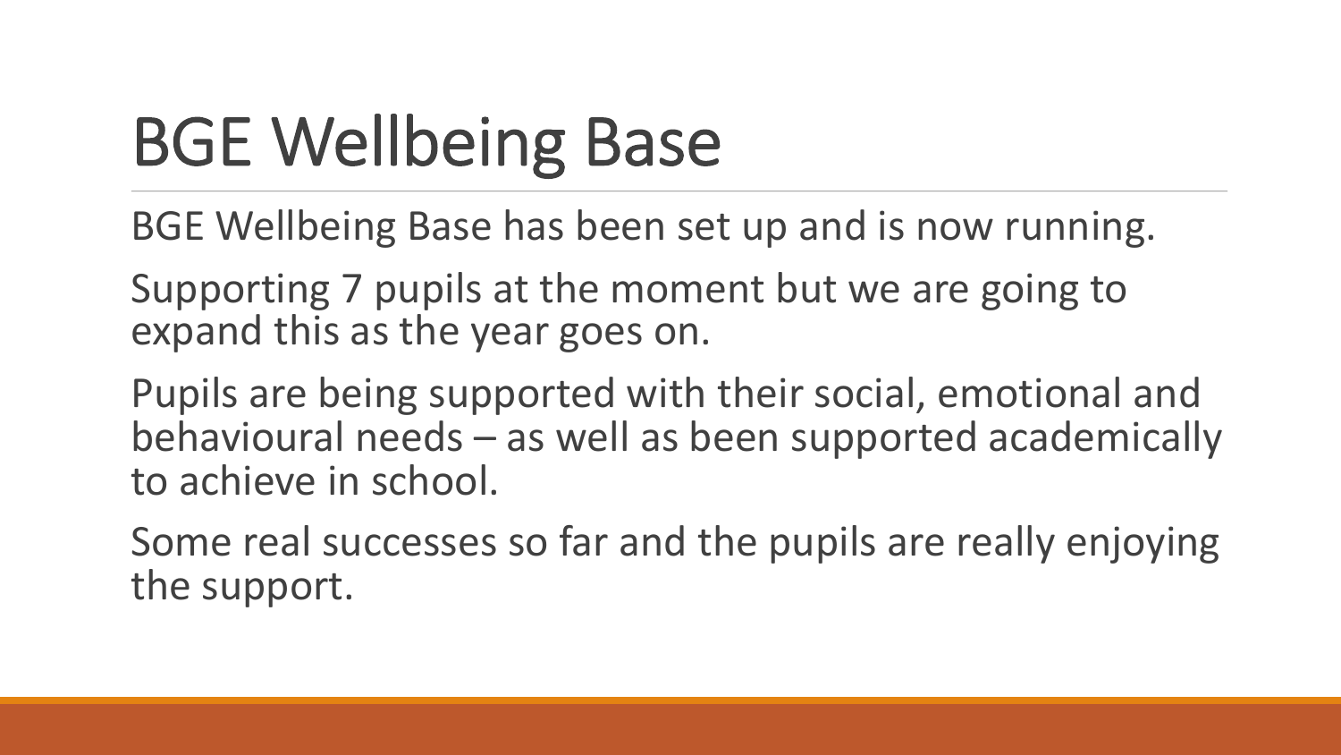# BGE Wellbeing Base

BGE Wellbeing Base has been set up and is now running.

Supporting 7 pupils at the moment but we are going to expand this as the year goes on.

Pupils are being supported with their social, emotional and behavioural needs – as well as been supported academically to achieve in school.

Some real successes so far and the pupils are really enjoying the support.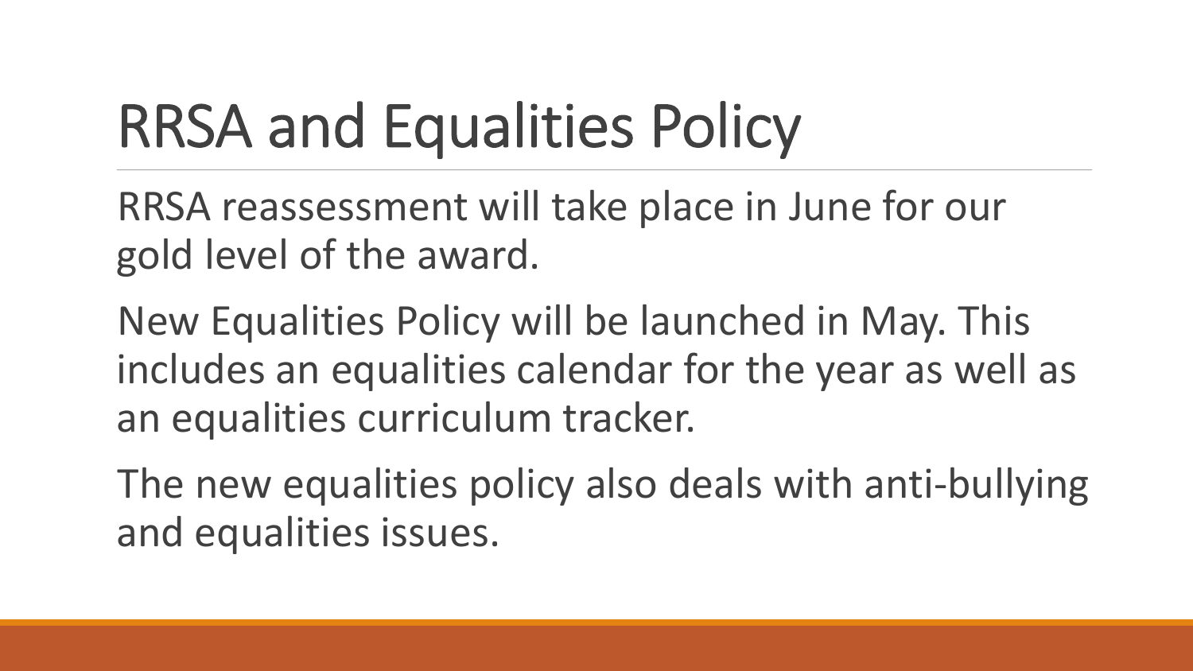# RRSA and Equalities Policy

RRSA reassessment will take place in June for our gold level of the award.

New Equalities Policy will be launched in May. This includes an equalities calendar for the year as well as an equalities curriculum tracker.

The new equalities policy also deals with anti-bullying and equalities issues.